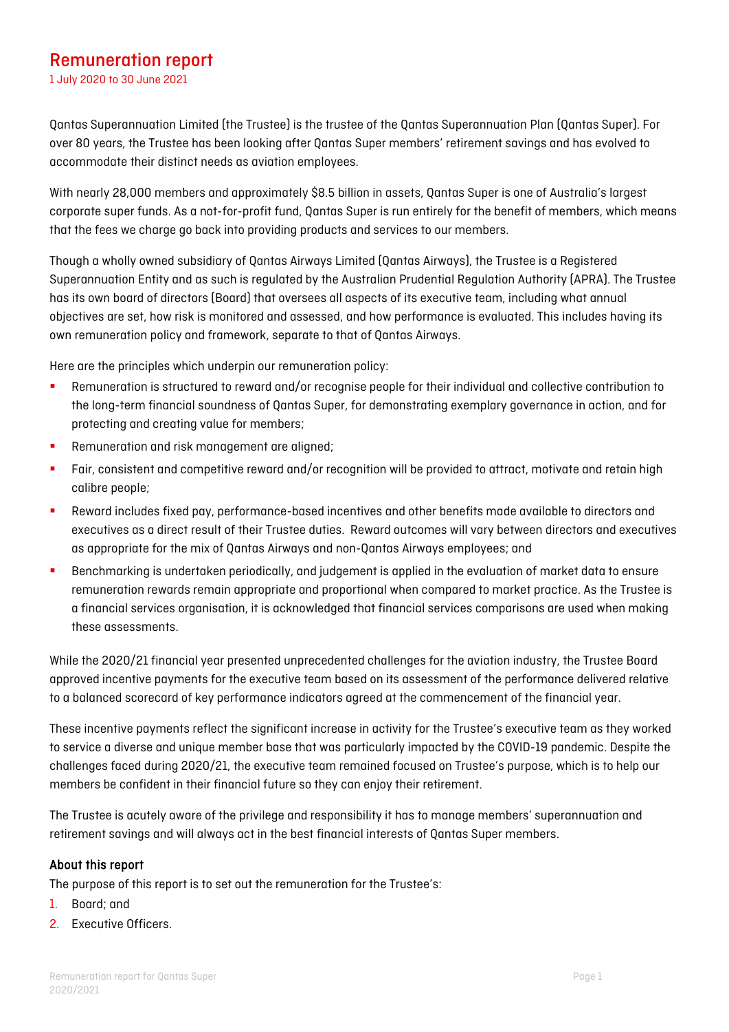# Remuneration report

1 July 2020 to 30 June 2021

Qantas Superannuation Limited (the Trustee) is the trustee of the Qantas Superannuation Plan (Qantas Super). For over 80 years, the Trustee has been looking after Qantas Super members' retirement savings and has evolved to accommodate their distinct needs as aviation employees.

With nearly 28,000 members and approximately $8.5 billion in assets, Qantas Super is one of Australia's largest corporate super funds. As a not-for-profit fund, Qantas Super is run entirely for the benefit of members, which means that the fees we charge go back into providing products and services to our members.

Though a wholly owned subsidiary of Qantas Airways Limited (Qantas Airways), the Trustee is a Registered Superannuation Entity and as such is regulated by the Australian Prudential Regulation Authority (APRA). The Trustee has its own board of directors (Board) that oversees all aspects of its executive team, including what annual objectives are set, how risk is monitored and assessed, and how performance is evaluated. This includes having its own remuneration policy and framework, separate to that of Qantas Airways.

Here are the principles which underpin our remuneration policy:

- Remuneration is structured to reward and/or recognise people for their individual and collective contribution to the long-term financial soundness of Qantas Super, for demonstrating exemplary governance in action, and for protecting and creating value for members;
- Remuneration and risk management are aligned;
- Fair, consistent and competitive reward and/or recognition will be provided to attract, motivate and retain high calibre people;
- Reward includes fixed pay, performance-based incentives and other benefits made available to directors and executives as a direct result of their Trustee duties. Reward outcomes will vary between directors and executives as appropriate for the mix of Qantas Airways and non-Qantas Airways employees; and
- Benchmarking is undertaken periodically, and judgement is applied in the evaluation of market data to ensure remuneration rewards remain appropriate and proportional when compared to market practice. As the Trustee is a financial services organisation, it is acknowledged that financial services comparisons are used when making these assessments.

While the 2020/21 financial year presented unprecedented challenges for the aviation industry, the Trustee Board approved incentive payments for the executive team based on its assessment of the performance delivered relative to a balanced scorecard of key performance indicators agreed at the commencement of the financial year.

These incentive payments reflect the significant increase in activity for the Trustee's executive team as they worked to service a diverse and unique member base that was particularly impacted by the COVID-19 pandemic. Despite the challenges faced during 2020/21, the executive team remained focused on Trustee's purpose, which is to help our members be confident in their financial future so they can enjoy their retirement.

The Trustee is acutely aware of the privilege and responsibility it has to manage members' superannuation and retirement savings and will always act in the best financial interests of Qantas Super members.

### About this report

The purpose of this report is to set out the remuneration for the Trustee's:

1. Board; and
2. Executive Officers.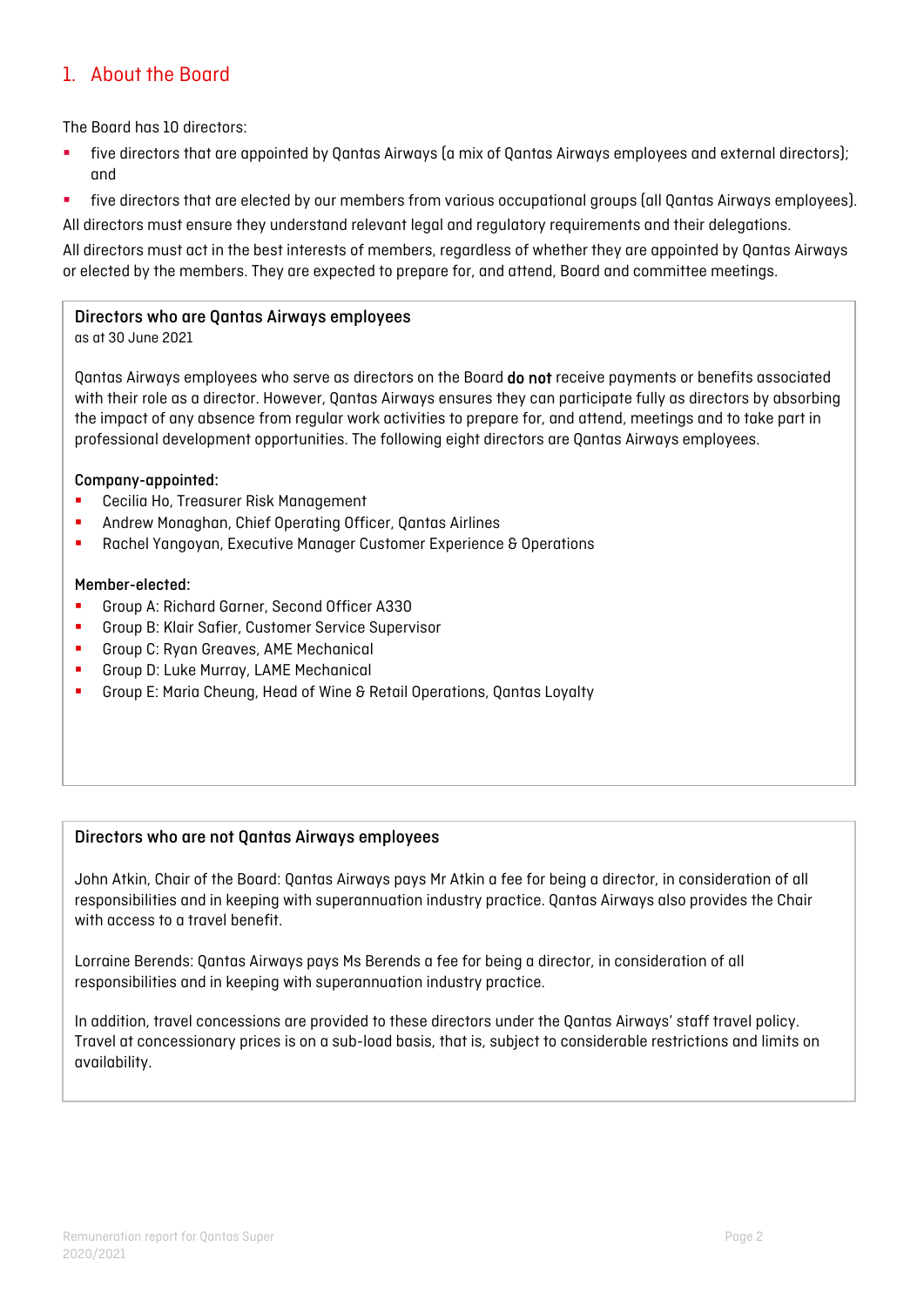## 1. About the Board

The Board has 10 directors:

- five directors that are appointed by Qantas Airways (a mix of Qantas Airways employees and external directors); and
- five directors that are elected by our members from various occupational groups (all Qantas Airways employees).

All directors must ensure they understand relevant legal and regulatory requirements and their delegations.

All directors must act in the best interests of members, regardless of whether they are appointed by Qantas Airways or elected by the members. They are expected to prepare for, and attend, Board and committee meetings.

### Directors who are Qantas Airways employees

as at 30 June 2021

Qantas Airways employees who serve as directors on the Board **do not** receive payments or benefits associated with their role as a director. However, Qantas Airways ensures they can participate fully as directors by absorbing the impact of any absence from regular work activities to prepare for, and attend, meetings and to take part in professional development opportunities. The following eight directors are Qantas Airways employees.

**Company-appointed:**

- Cecilia Ho, Treasurer Risk Management
- Andrew Monaghan, Chief Operating Officer, Qantas Airlines
- Rachel Yangoyan, Executive Manager Customer Experience & Operations

**Member-elected:**

- Group A: Richard Garner, Second Officer A330
- Group B: Klair Safier, Customer Service Supervisor
- Group C: Ryan Greaves, AME Mechanical
- Group D: Luke Murray, LAME Mechanical
- Group E: Maria Cheung, Head of Wine & Retail Operations, Qantas Loyalty

### Directors who are not Qantas Airways employees

John Atkin, Chair of the Board: Qantas Airways pays Mr Atkin a fee for being a director, in consideration of all responsibilities and in keeping with superannuation industry practice. Qantas Airways also provides the Chair with access to a travel benefit.

Lorraine Berends: Qantas Airways pays Ms Berends a fee for being a director, in consideration of all responsibilities and in keeping with superannuation industry practice.

In addition, travel concessions are provided to these directors under the Qantas Airways' staff travel policy. Travel at concessionary prices is on a sub-load basis, that is, subject to considerable restrictions and limits on availability.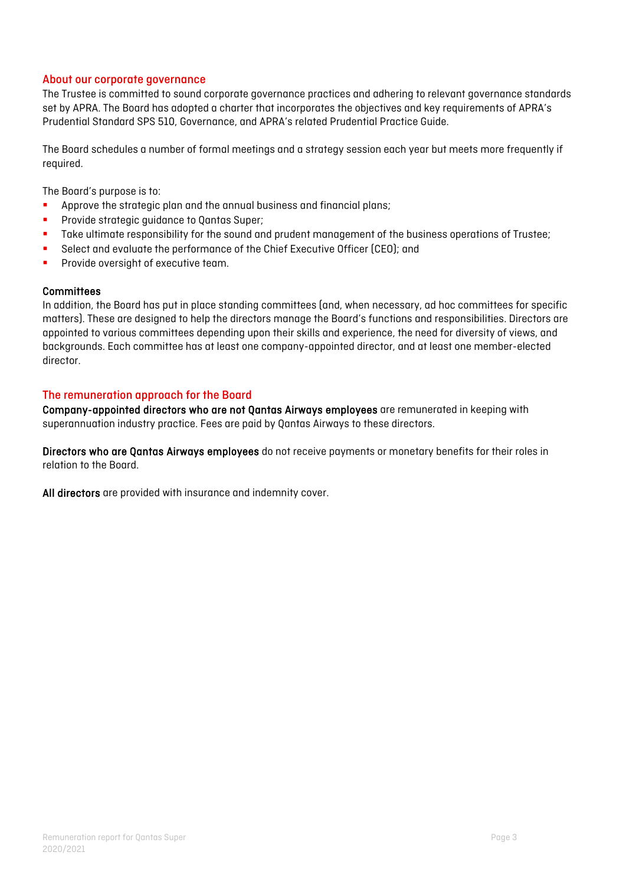## About our corporate governance

The Trustee is committed to sound corporate governance practices and adhering to relevant governance standards set by APRA. The Board has adopted a charter that incorporates the objectives and key requirements of APRA's Prudential Standard SPS 510, Governance, and APRA's related Prudential Practice Guide.

The Board schedules a number of formal meetings and a strategy session each year but meets more frequently if required.

The Board's purpose is to:

- Approve the strategic plan and the annual business and financial plans;
- Provide strategic guidance to Qantas Super;
- Take ultimate responsibility for the sound and prudent management of the business operations of Trustee;
- Select and evaluate the performance of the Chief Executive Officer (CEO); and
- Provide oversight of executive team.

### Committees

In addition, the Board has put in place standing committees (and, when necessary, ad hoc committees for specific matters). These are designed to help the directors manage the Board's functions and responsibilities. Directors are appointed to various committees depending upon their skills and experience, the need for diversity of views, and backgrounds. Each committee has at least one company-appointed director, and at least one member-elected director.

## The remuneration approach for the Board

**Company-appointed directors who are not Qantas Airways employees** are remunerated in keeping with superannuation industry practice. Fees are paid by Qantas Airways to these directors.

**Directors who are Qantas Airways employees** do not receive payments or monetary benefits for their roles in relation to the Board.

**All directors** are provided with insurance and indemnity cover.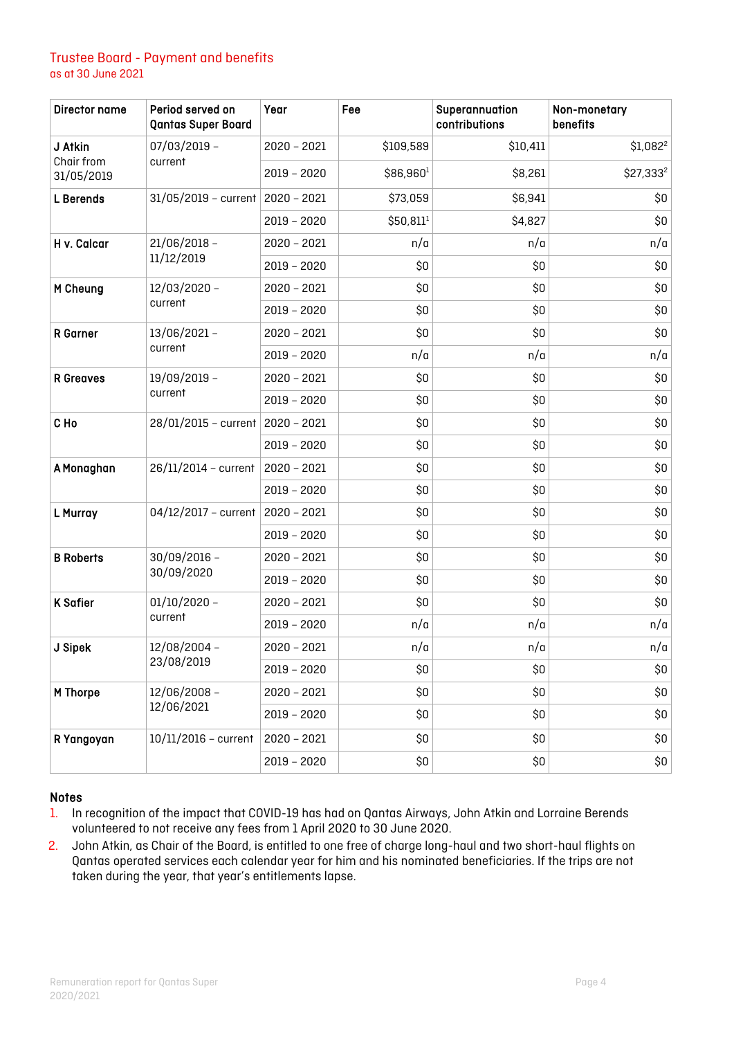## Trustee Board - Payment and benefits

as at 30 June 2021

| Director name | Period served on Qantas Super Board | Year | Fee | Superannuation contributions | Non-monetary benefits |
|---|---|---|---|---|---|
| **J Atkin** Chair from 31/05/2019 | 07/03/2019 – current | 2020 – 2021 | $109,589 | $10,411 | $1,082[2] |
| | | 2019 – 2020 | $86,960[1] | $8,261 | $27,333[2] |
| **L Berends** | 31/05/2019 – current | 2020 – 2021 | $73,059 | $6,941 | $0 |
| | | 2019 – 2020 | $50,811[1] | $4,827 | $0 |
| **H v. Calcar** | 21/06/2018 – 11/12/2019 | 2020 – 2021 | n/a | n/a | n/a |
| | | 2019 – 2020 | $0 | $0 | $0 |
| **M Cheung** | 12/03/2020 – current | 2020 – 2021 | $0 | $0 | $0 |
| | | 2019 – 2020 | $0 | $0 | $0 |
| **R Garner** | 13/06/2021 – current | 2020 – 2021 | $0 | $0 | $0 |
| | | 2019 – 2020 | n/a | n/a | n/a |
| **R Greaves** | 19/09/2019 – current | 2020 – 2021 | $0 | $0 | $0 |
| | | 2019 – 2020 | $0 | $0 | $0 |
| **C Ho** | 28/01/2015 – current | 2020 – 2021 | $0 | $0 | $0 |
| | | 2019 – 2020 | $0 | $0 | $0 |
| **A Monaghan** | 26/11/2014 – current | 2020 – 2021 | $0 | $0 | $0 |
| | | 2019 – 2020 | $0 | $0 | $0 |
| **L Murray** | 04/12/2017 – current | 2020 – 2021 | $0 | $0 | $0 |
| | | 2019 – 2020 | $0 | $0 | $0 |
| **B Roberts** | 30/09/2016 – 30/09/2020 | 2020 – 2021 | $0 | $0 | $0 |
| | | 2019 – 2020 | $0 | $0 | $0 |
| **K Safier** | 01/10/2020 – current | 2020 – 2021 | $0 | $0 | $0 |
| | | 2019 – 2020 | n/a | n/a | n/a |
| **J Sipek** | 12/08/2004 – 23/08/2019 | 2020 – 2021 | n/a | n/a | n/a |
| | | 2019 – 2020 | $0 | $0 | $0 |
| **M Thorpe** | 12/06/2008 – 12/06/2021 | 2020 – 2021 | $0 | $0 | $0 |
| | | 2019 – 2020 | $0 | $0 | $0 |
| **R Yangoyan** | 10/11/2016 – current | 2020 – 2021 | $0 | $0 | $0 |
| | | 2019 – 2020 | $0 | $0 | $0 |

### Notes

1. In recognition of the impact that COVID-19 has had on Qantas Airways, John Atkin and Lorraine Berends volunteered to not receive any fees from 1 April 2020 to 30 June 2020.
2. John Atkin, as Chair of the Board, is entitled to one free of charge long-haul and two short-haul flights on Qantas operated services each calendar year for him and his nominated beneficiaries. If the trips are not taken during the year, that year's entitlements lapse.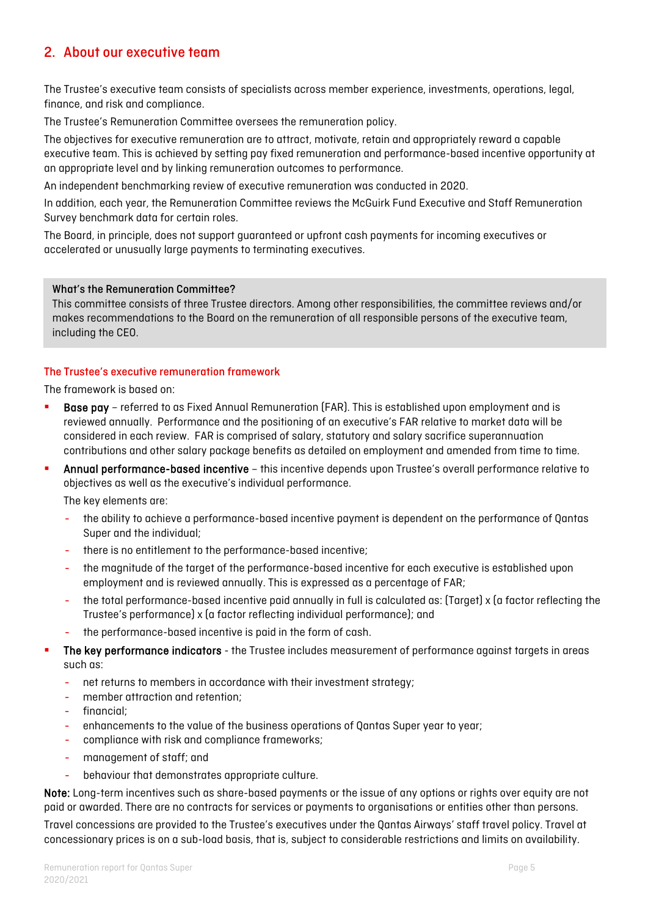## 2. About our executive team

The Trustee's executive team consists of specialists across member experience, investments, operations, legal, finance, and risk and compliance.

The Trustee's Remuneration Committee oversees the remuneration policy.

The objectives for executive remuneration are to attract, motivate, retain and appropriately reward a capable executive team. This is achieved by setting pay fixed remuneration and performance-based incentive opportunity at an appropriate level and by linking remuneration outcomes to performance.

An independent benchmarking review of executive remuneration was conducted in 2020.

In addition, each year, the Remuneration Committee reviews the McGuirk Fund Executive and Staff Remuneration Survey benchmark data for certain roles.

The Board, in principle, does not support guaranteed or upfront cash payments for incoming executives or accelerated or unusually large payments to terminating executives.

> **What's the Remuneration Committee?**
> This committee consists of three Trustee directors. Among other responsibilities, the committee reviews and/or makes recommendations to the Board on the remuneration of all responsible persons of the executive team, including the CEO.

### The Trustee's executive remuneration framework

The framework is based on:

- **Base pay** – referred to as Fixed Annual Remuneration (FAR). This is established upon employment and is reviewed annually. Performance and the positioning of an executive's FAR relative to market data will be considered in each review. FAR is comprised of salary, statutory and salary sacrifice superannuation contributions and other salary package benefits as detailed on employment and amended from time to time.
- **Annual performance-based incentive** – this incentive depends upon Trustee's overall performance relative to objectives as well as the executive's individual performance.

  The key elements are:

  - the ability to achieve a performance-based incentive payment is dependent on the performance of Qantas Super and the individual;
  - there is no entitlement to the performance-based incentive;
  - the magnitude of the target of the performance-based incentive for each executive is established upon employment and is reviewed annually. This is expressed as a percentage of FAR;
  - the total performance-based incentive paid annually in full is calculated as: (Target) x (a factor reflecting the Trustee's performance) x (a factor reflecting individual performance); and
  - the performance-based incentive is paid in the form of cash.
- **The key performance indicators** - the Trustee includes measurement of performance against targets in areas such as:
  - net returns to members in accordance with their investment strategy;
  - member attraction and retention;
  - financial;
  - enhancements to the value of the business operations of Qantas Super year to year;
  - compliance with risk and compliance frameworks;
  - management of staff; and
  - behaviour that demonstrates appropriate culture.

**Note:** Long-term incentives such as share-based payments or the issue of any options or rights over equity are not paid or awarded. There are no contracts for services or payments to organisations or entities other than persons.

Travel concessions are provided to the Trustee's executives under the Qantas Airways' staff travel policy. Travel at concessionary prices is on a sub-load basis, that is, subject to considerable restrictions and limits on availability.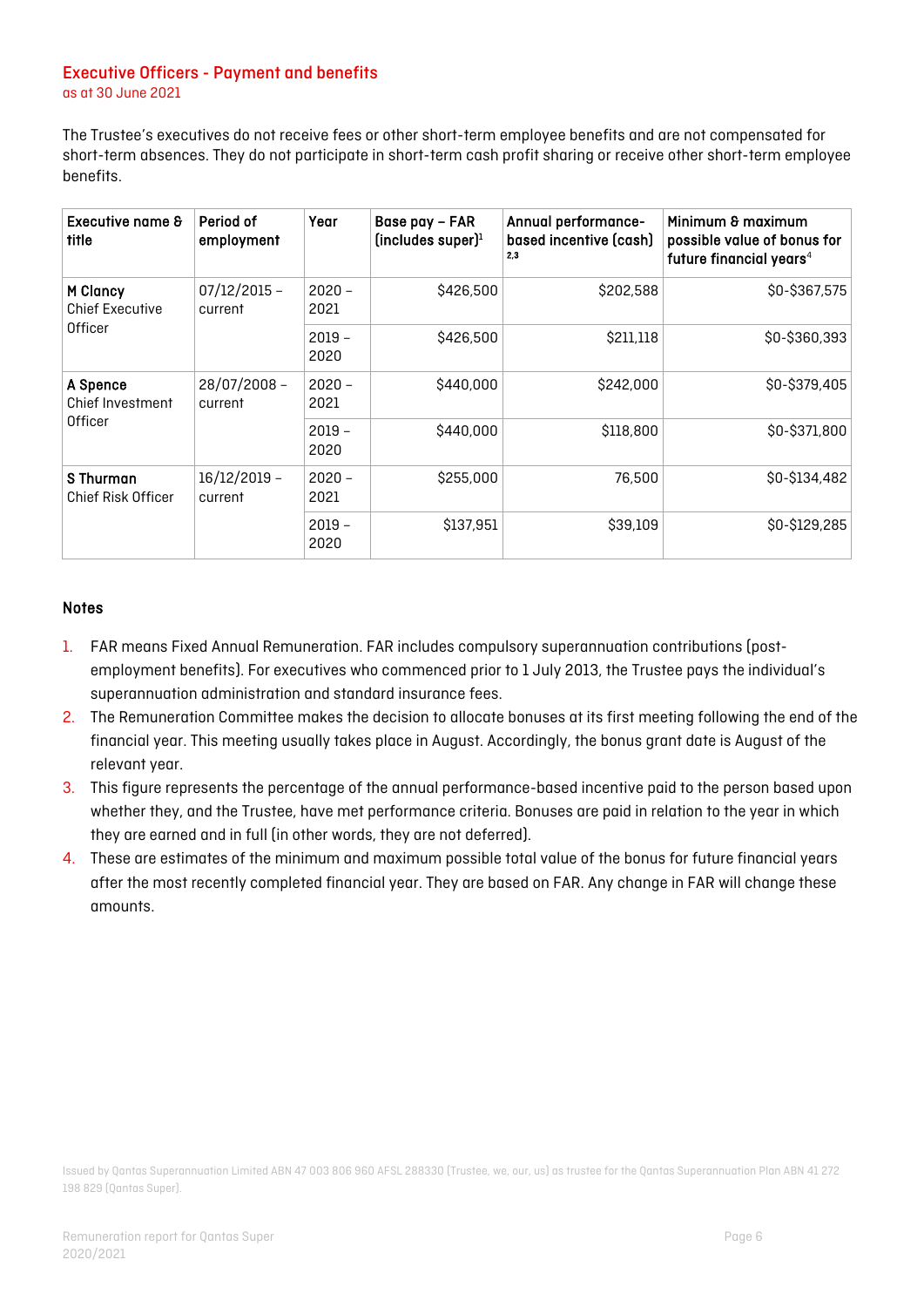## Executive Officers - Payment and benefits

as at 30 June 2021

The Trustee's executives do not receive fees or other short-term employee benefits and are not compensated for short-term absences. They do not participate in short-term cash profit sharing or receive other short-term employee benefits.

| Executive name & title | Period of employment | Year | Base pay – FAR (includes super)[1] | Annual performance-based incentive (cash)[2,3] | Minimum & maximum possible value of bonus for future financial years[4] |
|---|---|---|---|---|---|
| **M Clancy** Chief Executive Officer | 07/12/2015 – current | 2020 – 2021 | $426,500 | $202,588 | $0-$367,575 |
| | | 2019 – 2020 | $426,500 | $211,118 | $0-$360,393 |
| **A Spence** Chief Investment Officer | 28/07/2008 – current | 2020 – 2021 | $440,000 | $242,000 | $0-$379,405 |
| | | 2019 – 2020 | $440,000 | $118,800 | $0-$371,800 |
| **S Thurman** Chief Risk Officer | 16/12/2019 – current | 2020 – 2021 | $255,000 | 76,500 | $0-$134,482 |
| | | 2019 – 2020 | $137,951 | $39,109 | $0-$129,285 |

### Notes

1. FAR means Fixed Annual Remuneration. FAR includes compulsory superannuation contributions (post-employment benefits). For executives who commenced prior to 1 July 2013, the Trustee pays the individual's superannuation administration and standard insurance fees.
2. The Remuneration Committee makes the decision to allocate bonuses at its first meeting following the end of the financial year. This meeting usually takes place in August. Accordingly, the bonus grant date is August of the relevant year.
3. This figure represents the percentage of the annual performance-based incentive paid to the person based upon whether they, and the Trustee, have met performance criteria. Bonuses are paid in relation to the year in which they are earned and in full (in other words, they are not deferred).
4. These are estimates of the minimum and maximum possible total value of the bonus for future financial years after the most recently completed financial year. They are based on FAR. Any change in FAR will change these amounts.

Issued by Qantas Superannuation Limited ABN 47 003 806 960 AFSL 288330 (Trustee, we, our, us) as trustee for the Qantas Superannuation Plan ABN 41 272 198 829 (Qantas Super).